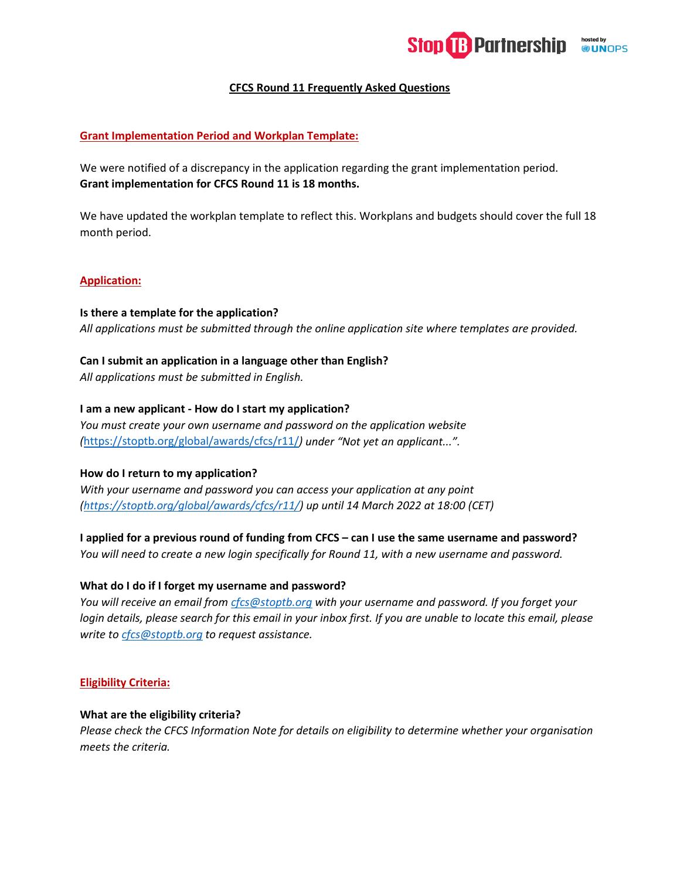# CFCS Round 11 Frequently Asked Questions

## Grant Implementation Period and Workplan Template:

We were notified of a discrepancy in the application regarding the grant implementation period. **Grant implementation for CFCS Round 11 is 18 months.**

We have updated the workplan template to reflect this. Workplans and budgets should cover the full 18 month period.

## Application:

**Is there a template for the application?**
*All applications must be submitted through the online application site where templates are provided.*

**Can I submit an application in a language other than English?**
*All applications must be submitted in English.*

**I am a new applicant - How do I start my application?**
*You must create your own username and password on the application website (https://stoptb.org/global/awards/cfcs/r11/) under "Not yet an applicant...".*

**How do I return to my application?**
*With your username and password you can access your application at any point (https://stoptb.org/global/awards/cfcs/r11/) up until 14 March 2022 at 18:00 (CET)*

**I applied for a previous round of funding from CFCS – can I use the same username and password?**
*You will need to create a new login specifically for Round 11, with a new username and password.*

**What do I do if I forget my username and password?**
*You will receive an email from cfcs@stoptb.org with your username and password. If you forget your login details, please search for this email in your inbox first. If you are unable to locate this email, please write to cfcs@stoptb.org to request assistance.*

## Eligibility Criteria:

**What are the eligibility criteria?**
*Please check the CFCS Information Note for details on eligibility to determine whether your organisation meets the criteria.*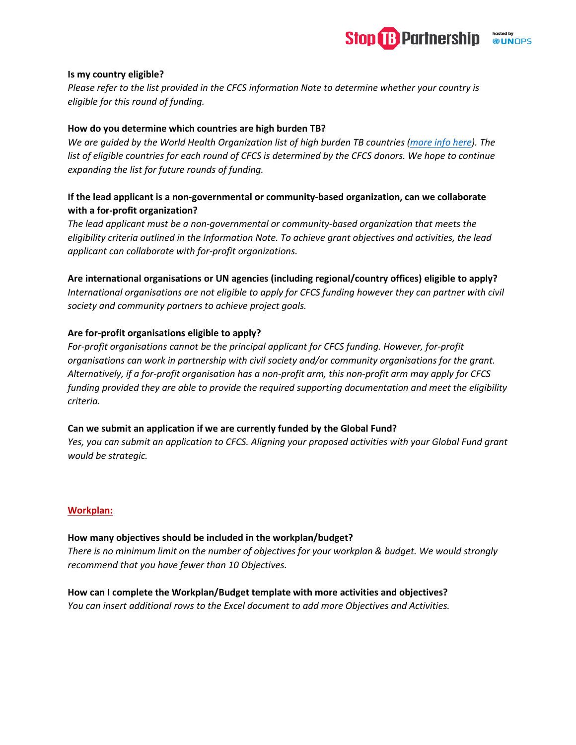**Is my country eligible?**

*Please refer to the list provided in the CFCS information Note to determine whether your country is eligible for this round of funding.*

**How do you determine which countries are high burden TB?**

*We are guided by the World Health Organization list of high burden TB countries ([more info here](more info here)). The list of eligible countries for each round of CFCS is determined by the CFCS donors. We hope to continue expanding the list for future rounds of funding.*

**If the lead applicant is a non-governmental or community-based organization, can we collaborate with a for-profit organization?**

*The lead applicant must be a non-governmental or community-based organization that meets the eligibility criteria outlined in the Information Note. To achieve grant objectives and activities, the lead applicant can collaborate with for-profit organizations.*

**Are international organisations or UN agencies (including regional/country offices) eligible to apply?**

*International organisations are not eligible to apply for CFCS funding however they can partner with civil society and community partners to achieve project goals.*

**Are for-profit organisations eligible to apply?**

*For-profit organisations cannot be the principal applicant for CFCS funding. However, for-profit organisations can work in partnership with civil society and/or community organisations for the grant. Alternatively, if a for-profit organisation has a non-profit arm, this non-profit arm may apply for CFCS funding provided they are able to provide the required supporting documentation and meet the eligibility criteria.*

**Can we submit an application if we are currently funded by the Global Fund?**

*Yes, you can submit an application to CFCS. Aligning your proposed activities with your Global Fund grant would be strategic.*

## Workplan:

**How many objectives should be included in the workplan/budget?**

*There is no minimum limit on the number of objectives for your workplan & budget. We would strongly recommend that you have fewer than 10 Objectives.*

**How can I complete the Workplan/Budget template with more activities and objectives?**

*You can insert additional rows to the Excel document to add more Objectives and Activities.*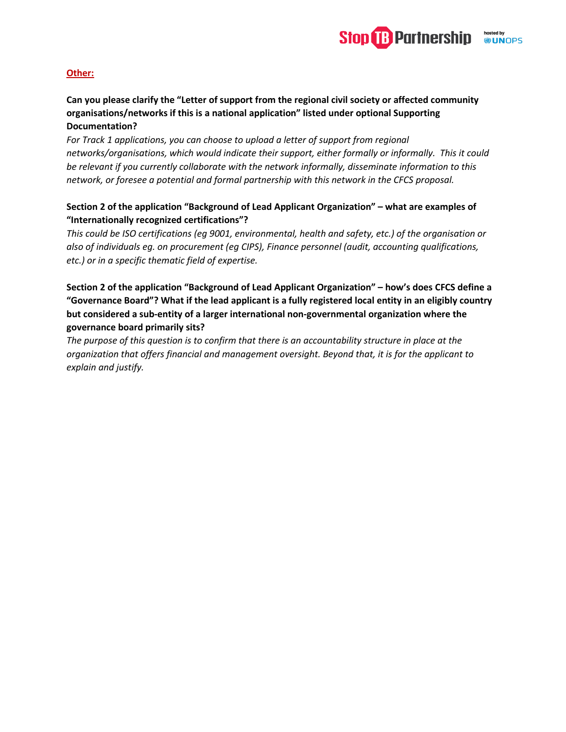**Other:**

**Can you please clarify the "Letter of support from the regional civil society or affected community organisations/networks if this is a national application" listed under optional Supporting Documentation?**

*For Track 1 applications, you can choose to upload a letter of support from regional networks/organisations, which would indicate their support, either formally or informally. This it could be relevant if you currently collaborate with the network informally, disseminate information to this network, or foresee a potential and formal partnership with this network in the CFCS proposal.*

**Section 2 of the application "Background of Lead Applicant Organization" – what are examples of "Internationally recognized certifications"?**

*This could be ISO certifications (eg 9001, environmental, health and safety, etc.) of the organisation or also of individuals eg. on procurement (eg CIPS), Finance personnel (audit, accounting qualifications, etc.) or in a specific thematic field of expertise.*

**Section 2 of the application "Background of Lead Applicant Organization" – how's does CFCS define a "Governance Board"? What if the lead applicant is a fully registered local entity in an eligibly country but considered a sub-entity of a larger international non-governmental organization where the governance board primarily sits?**

*The purpose of this question is to confirm that there is an accountability structure in place at the organization that offers financial and management oversight. Beyond that, it is for the applicant to explain and justify.*